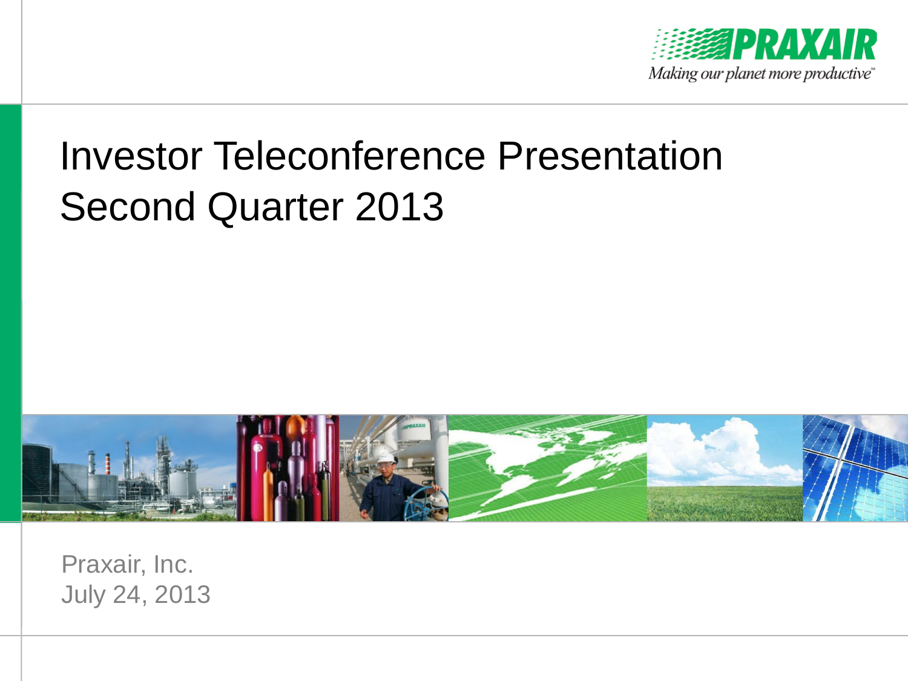PRAXAIR

*Making our planet more productive*

# Investor Teleconference Presentation Second Quarter 2013

Praxair, Inc.
July 24, 2013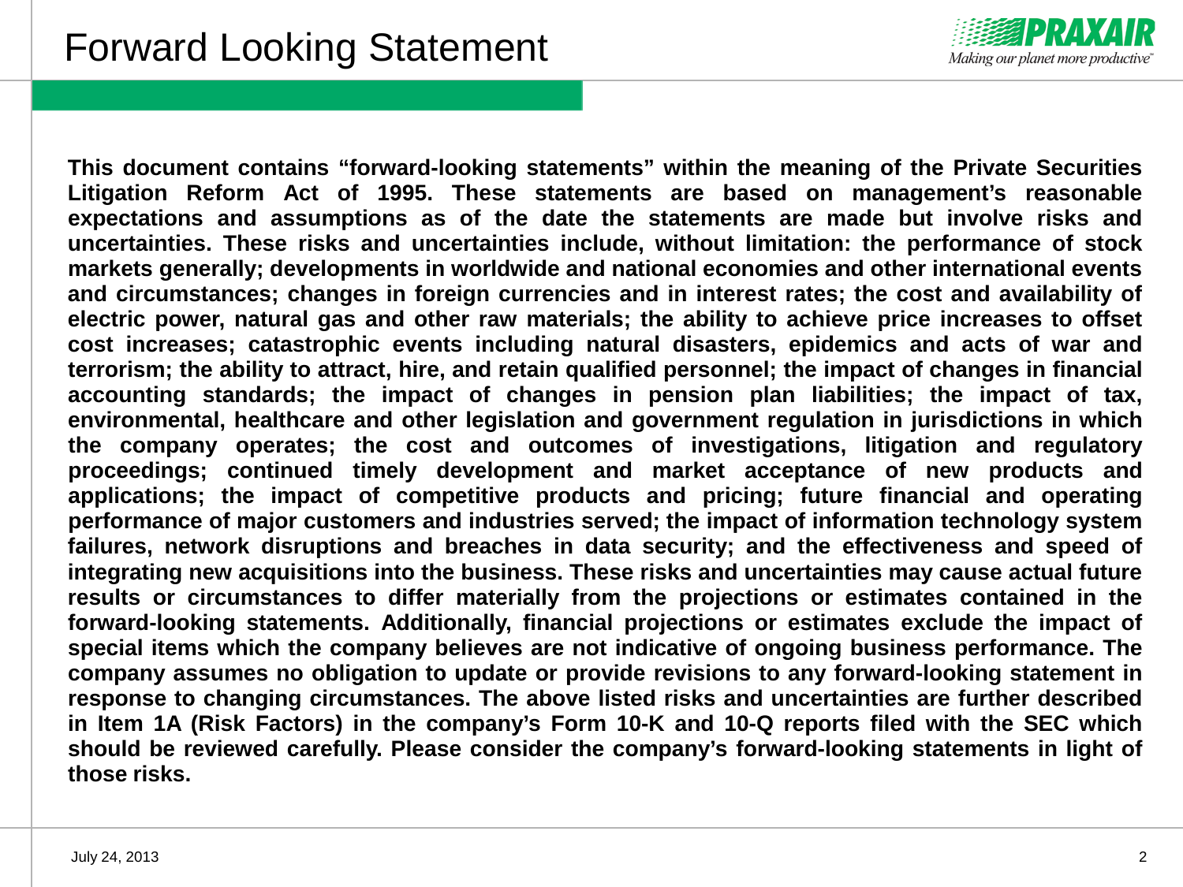# Forward Looking Statement

**This document contains "forward-looking statements" within the meaning of the Private Securities Litigation Reform Act of 1995. These statements are based on management's reasonable expectations and assumptions as of the date the statements are made but involve risks and uncertainties. These risks and uncertainties include, without limitation: the performance of stock markets generally; developments in worldwide and national economies and other international events and circumstances; changes in foreign currencies and in interest rates; the cost and availability of electric power, natural gas and other raw materials; the ability to achieve price increases to offset cost increases; catastrophic events including natural disasters, epidemics and acts of war and terrorism; the ability to attract, hire, and retain qualified personnel; the impact of changes in financial accounting standards; the impact of changes in pension plan liabilities; the impact of tax, environmental, healthcare and other legislation and government regulation in jurisdictions in which the company operates; the cost and outcomes of investigations, litigation and regulatory proceedings; continued timely development and market acceptance of new products and applications; the impact of competitive products and pricing; future financial and operating performance of major customers and industries served; the impact of information technology system failures, network disruptions and breaches in data security; and the effectiveness and speed of integrating new acquisitions into the business. These risks and uncertainties may cause actual future results or circumstances to differ materially from the projections or estimates contained in the forward-looking statements. Additionally, financial projections or estimates exclude the impact of special items which the company believes are not indicative of ongoing business performance. The company assumes no obligation to update or provide revisions to any forward-looking statement in response to changing circumstances. The above listed risks and uncertainties are further described in Item 1A (Risk Factors) in the company's Form 10-K and 10-Q reports filed with the SEC which should be reviewed carefully. Please consider the company's forward-looking statements in light of those risks.**

July 24, 2013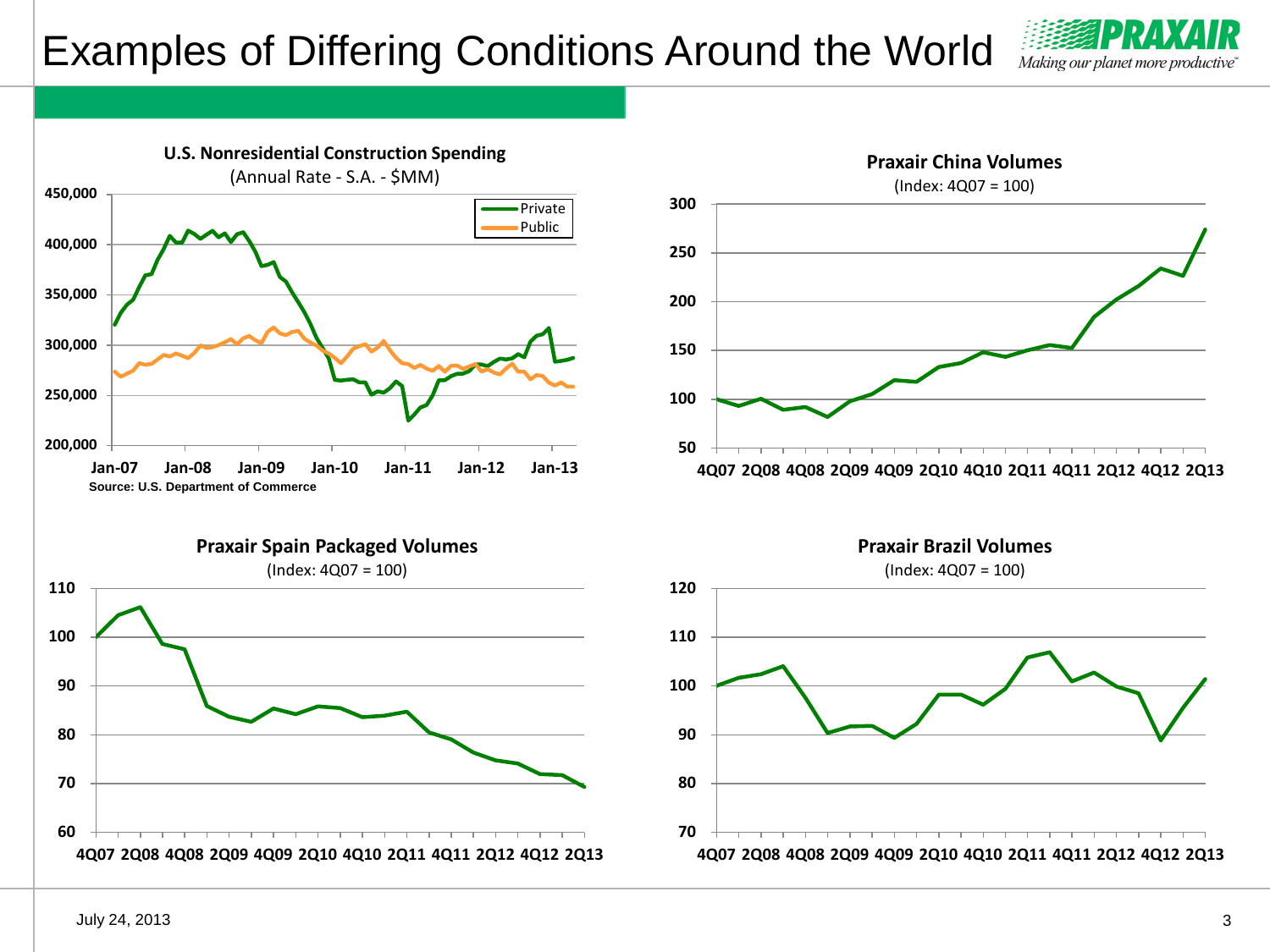# Examples of Differing Conditions Around the World

**U.S. Nonresidential Construction Spending**
(Annual Rate - S.A. - $MM)

Legend: Private, Public

Y-axis: 200,000; 250,000; 300,000; 350,000; 400,000; 450,000
X-axis: Jan-07, Jan-08, Jan-09, Jan-10, Jan-11, Jan-12, Jan-13

**Source: U.S. Department of Commerce**

**Praxair China Volumes**
(Index: 4Q07 = 100)

Y-axis: 50; 100; 150; 200; 250; 300
X-axis: 4Q07, 2Q08, 4Q08, 2Q09, 4Q09, 2Q10, 4Q10, 2Q11, 4Q11, 2Q12, 4Q12, 2Q13

**Praxair Spain Packaged Volumes**
(Index: 4Q07 = 100)

Y-axis: 60; 70; 80; 90; 100; 110
X-axis: 4Q07, 2Q08, 4Q08, 2Q09, 4Q09, 2Q10, 4Q10, 2Q11, 4Q11, 2Q12, 4Q12, 2Q13

**Praxair Brazil Volumes**
(Index: 4Q07 = 100)

Y-axis: 70; 80; 90; 100; 110; 120
X-axis: 4Q07, 2Q08, 4Q08, 2Q09, 4Q09, 2Q10, 4Q10, 2Q11, 4Q11, 2Q12, 4Q12, 2Q13

July 24, 2013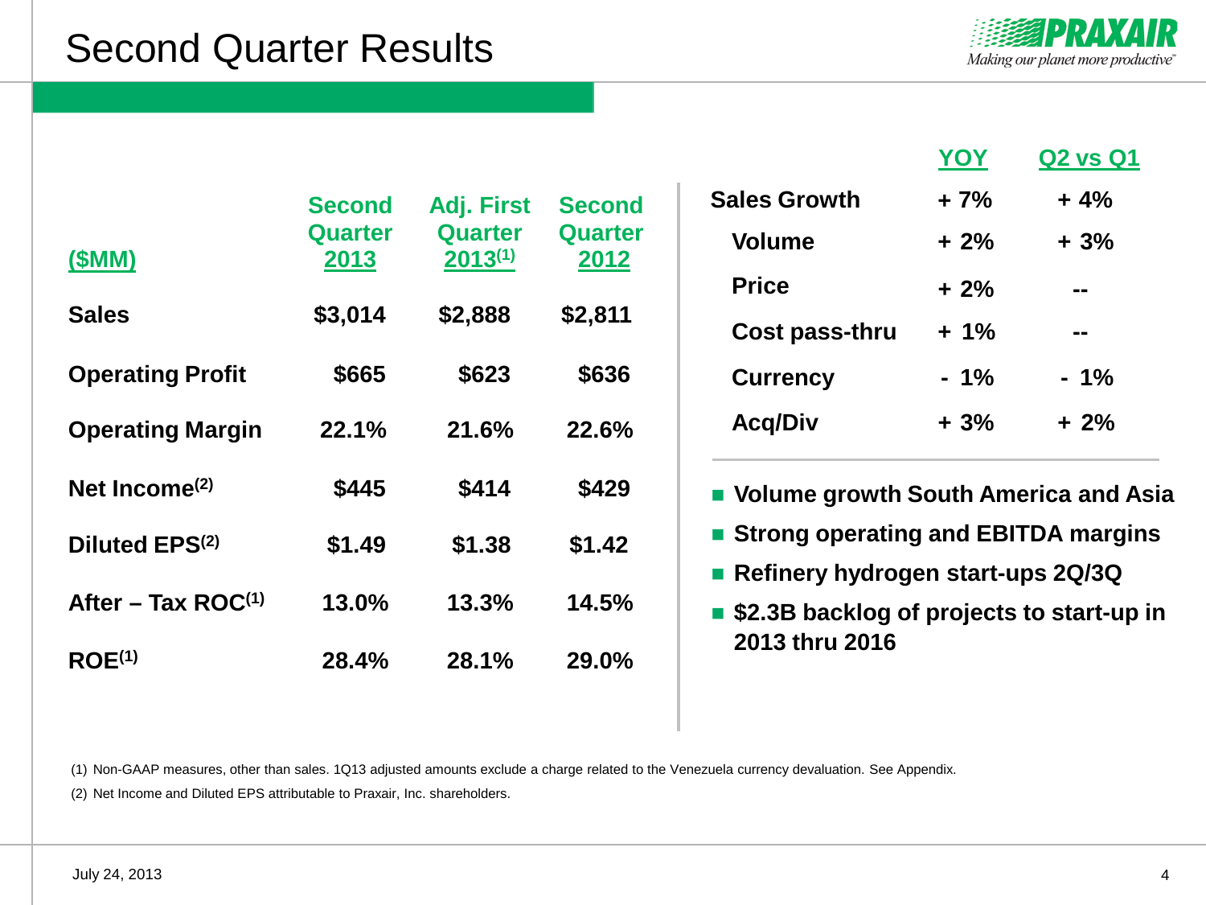# Second Quarter Results

| ($MM) | Second Quarter 2013 | Adj. First Quarter 2013[1] | Second Quarter 2012 |
|---|---|---|---|
| Sales | $3,014 | $2,888 | $2,811 |
| Operating Profit | $665 | $623 | $636 |
| Operating Margin | 22.1% | 21.6% | 22.6% |
| Net Income[2] | $445 | $414 | $429 |
| Diluted EPS[2] | $1.49 | $1.38 | $1.42 |
| After – Tax ROC[1] | 13.0% | 13.3% | 14.5% |
| ROE[1] | 28.4% | 28.1% | 29.0% |

| | YOY | Q2 vs Q1 |
|---|---|---|
| Sales Growth | + 7% | + 4% |
| Volume | + 2% | + 3% |
| Price | + 2% | -- |
| Cost pass-thru | + 1% | -- |
| Currency | - 1% | - 1% |
| Acq/Div | + 3% | + 2% |

- Volume growth South America and Asia
- Strong operating and EBITDA margins
- Refinery hydrogen start-ups 2Q/3Q
- $2.3B backlog of projects to start-up in 2013 thru 2016

(1) Non-GAAP measures, other than sales. 1Q13 adjusted amounts exclude a charge related to the Venezuela currency devaluation. See Appendix.

(2) Net Income and Diluted EPS attributable to Praxair, Inc. shareholders.

July 24, 2013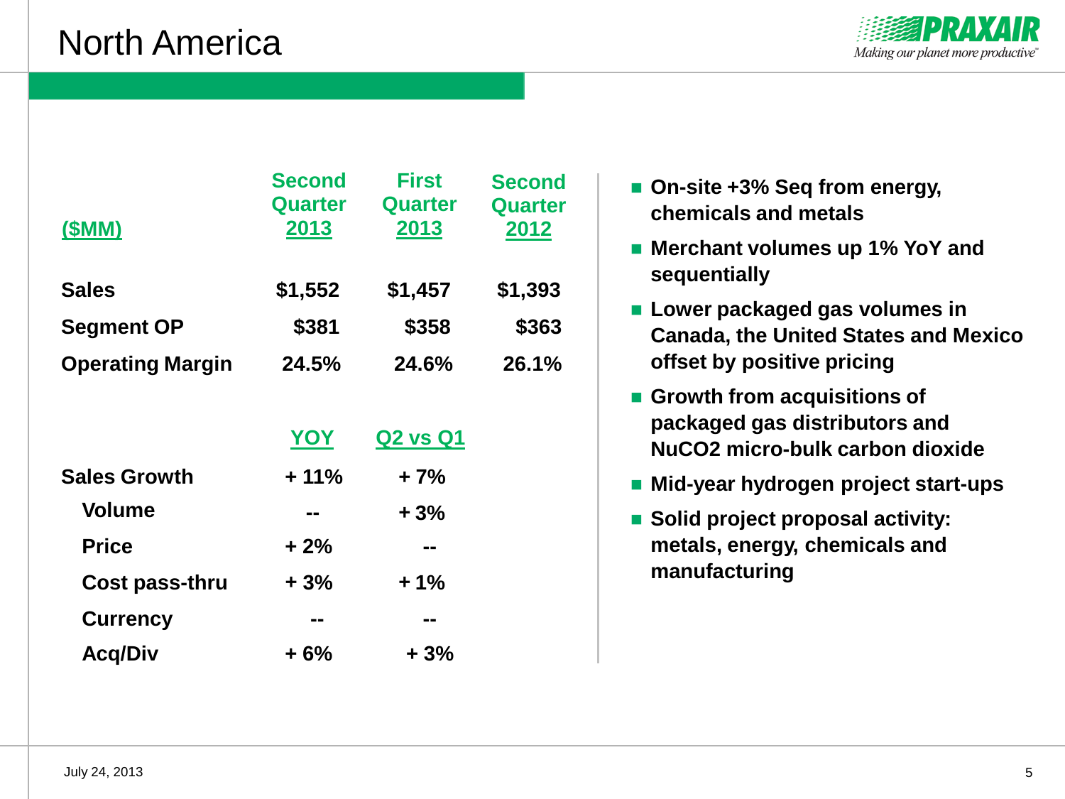# North America

| ($MM) | Second Quarter 2013 | First Quarter 2013 | Second Quarter 2012 |
|---|---|---|---|
| Sales | $1,552 | $1,457 | $1,393 |
| Segment OP | $381 | $358 | $363 |
| Operating Margin | 24.5% | 24.6% | 26.1% |

| | YOY | Q2 vs Q1 |
|---|---|---|
| Sales Growth | + 11% | + 7% |
| Volume | -- | + 3% |
| Price | + 2% | -- |
| Cost pass-thru | + 3% | + 1% |
| Currency | -- | -- |
| Acq/Div | + 6% | + 3% |

- **On-site +3% Seq from energy, chemicals and metals**
- **Merchant volumes up 1% YoY and sequentially**
- **Lower packaged gas volumes in Canada, the United States and Mexico offset by positive pricing**
- **Growth from acquisitions of packaged gas distributors and NuCO2 micro-bulk carbon dioxide**
- **Mid-year hydrogen project start-ups**
- **Solid project proposal activity: metals, energy, chemicals and manufacturing**

July 24, 2013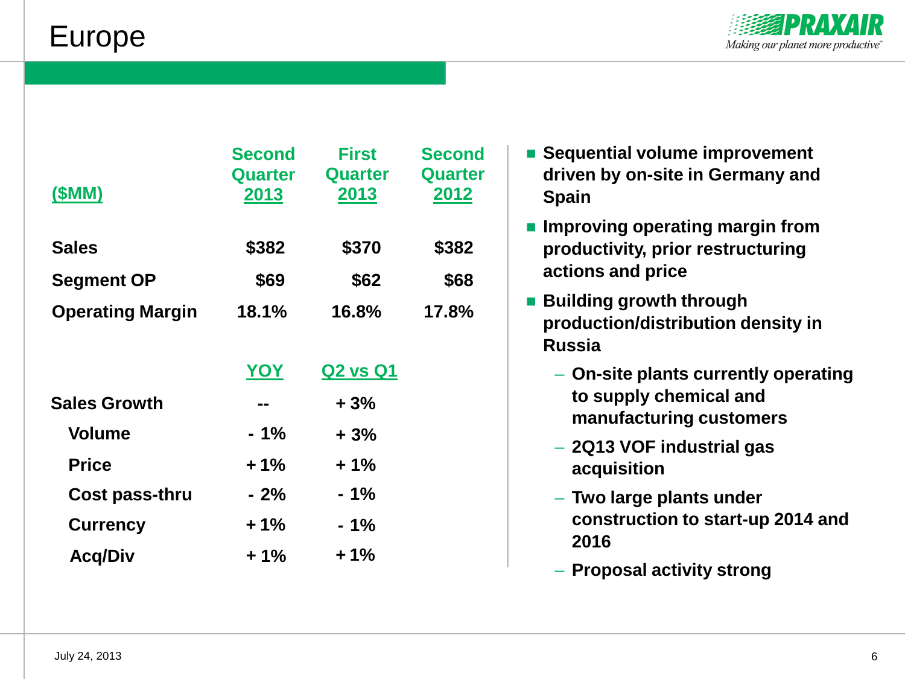# Europe

| ($MM) | Second Quarter 2013 | First Quarter 2013 | Second Quarter 2012 |
|---|---|---|---|
| Sales | $382 | $370 | $382 |
| Segment OP | $69 | $62 | $68 |
| Operating Margin | 18.1% | 16.8% | 17.8% |

| | YOY | Q2 vs Q1 |
|---|---|---|
| Sales Growth | -- | + 3% |
| Volume | - 1% | + 3% |
| Price | + 1% | + 1% |
| Cost pass-thru | - 2% | - 1% |
| Currency | + 1% | - 1% |
| Acq/Div | + 1% | + 1% |

- **Sequential volume improvement driven by on-site in Germany and Spain**
- **Improving operating margin from productivity, prior restructuring actions and price**
- **Building growth through production/distribution density in Russia**
  - **On-site plants currently operating to supply chemical and manufacturing customers**
  - **2Q13 VOF industrial gas acquisition**
  - **Two large plants under construction to start-up 2014 and 2016**
  - **Proposal activity strong**

July 24, 2013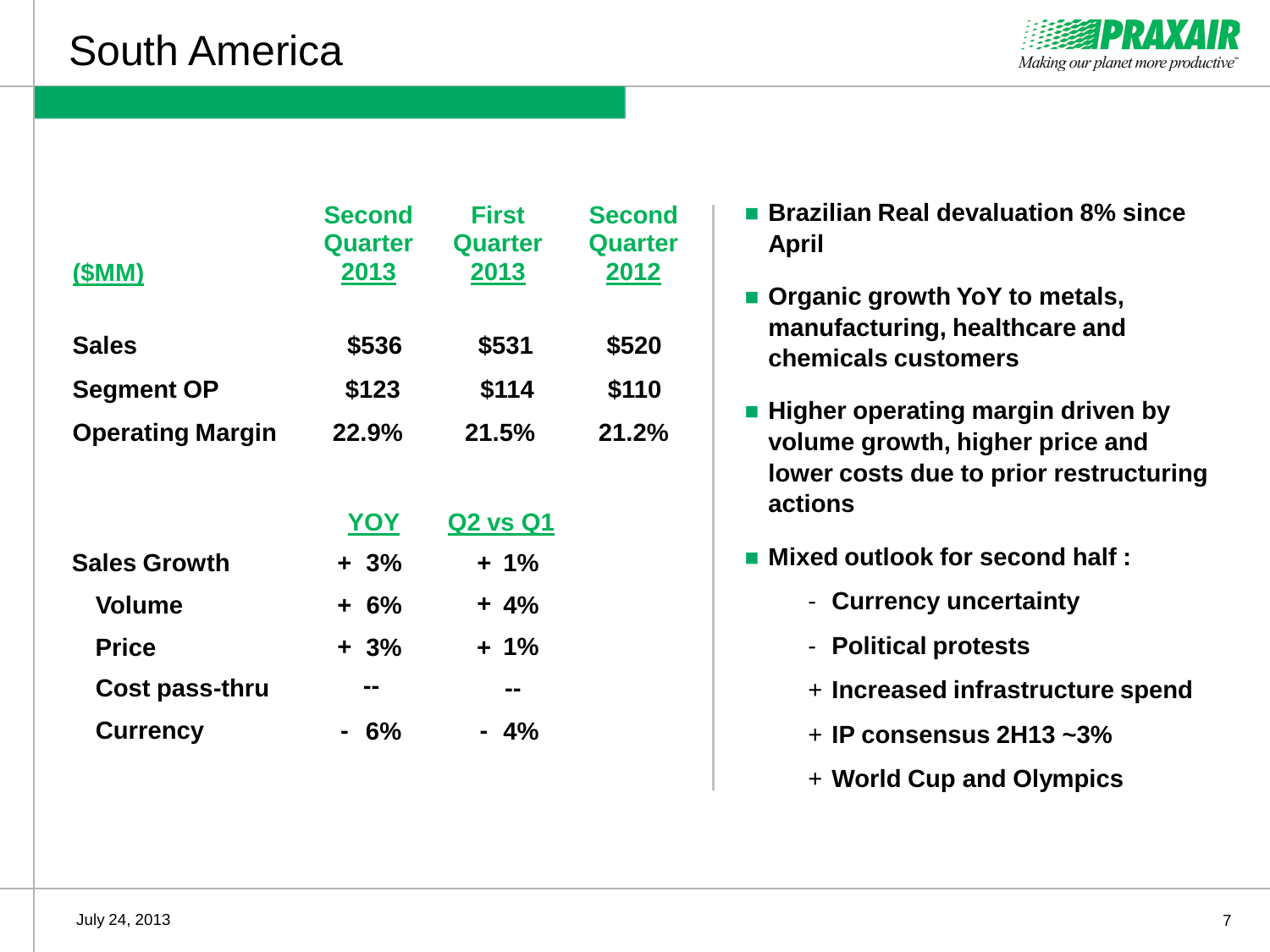# South America

| ($MM) | Second Quarter 2013 | First Quarter 2013 | Second Quarter 2012 |
|---|---|---|---|
| Sales | $536 | $531 | $520 |
| Segment OP | $123 | $114 | $110 |
| Operating Margin | 22.9% | 21.5% | 21.2% |

| | YOY | Q2 vs Q1 |
|---|---|---|
| Sales Growth | + 3% | + 1% |
| Volume | + 6% | + 4% |
| Price | + 3% | + 1% |
| Cost pass-thru | -- | -- |
| Currency | - 6% | - 4% |

- **Brazilian Real devaluation 8% since April**
- **Organic growth YoY to metals, manufacturing, healthcare and chemicals customers**
- **Higher operating margin driven by volume growth, higher price and lower costs due to prior restructuring actions**
- **Mixed outlook for second half :**
  - \- **Currency uncertainty**
  - \- **Political protests**
  - \+ **Increased infrastructure spend**
  - \+ **IP consensus 2H13 ~3%**
  - \+ **World Cup and Olympics**

July 24, 2013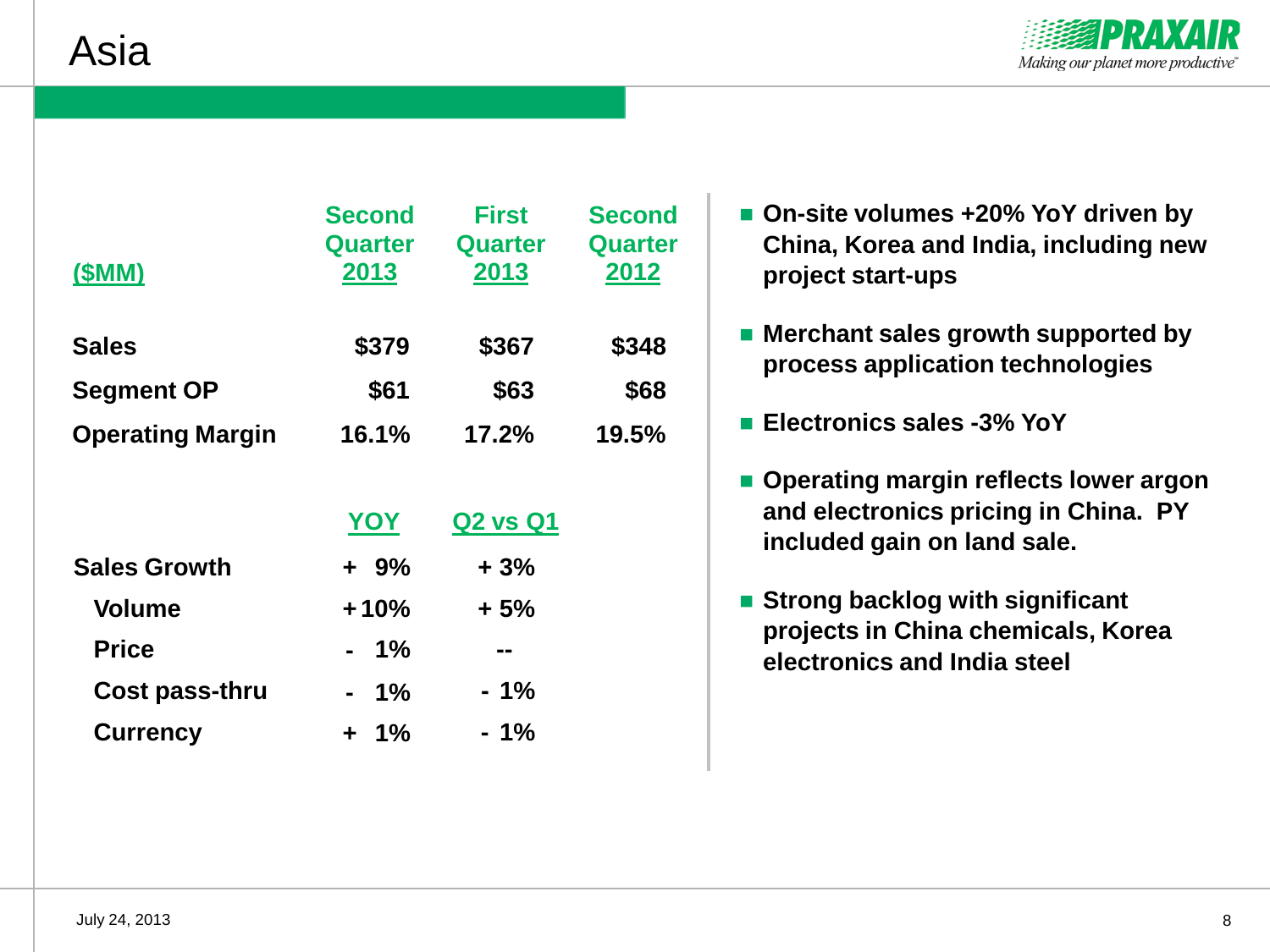# Asia

| ($MM) | Second Quarter 2013 | First Quarter 2013 | Second Quarter 2012 |
|---|---|---|---|
| Sales | $379 | $367 | $348 |
| Segment OP | $61 | $63 | $68 |
| Operating Margin | 16.1% | 17.2% | 19.5% |

| | YOY | Q2 vs Q1 |
|---|---|---|
| Sales Growth | + 9% | + 3% |
| Volume | +10% | + 5% |
| Price | - 1% | -- |
| Cost pass-thru | - 1% | - 1% |
| Currency | + 1% | - 1% |

- On-site volumes +20% YoY driven by China, Korea and India, including new project start-ups
- Merchant sales growth supported by process application technologies
- Electronics sales -3% YoY
- Operating margin reflects lower argon and electronics pricing in China. PY included gain on land sale.
- Strong backlog with significant projects in China chemicals, Korea electronics and India steel

July 24, 2013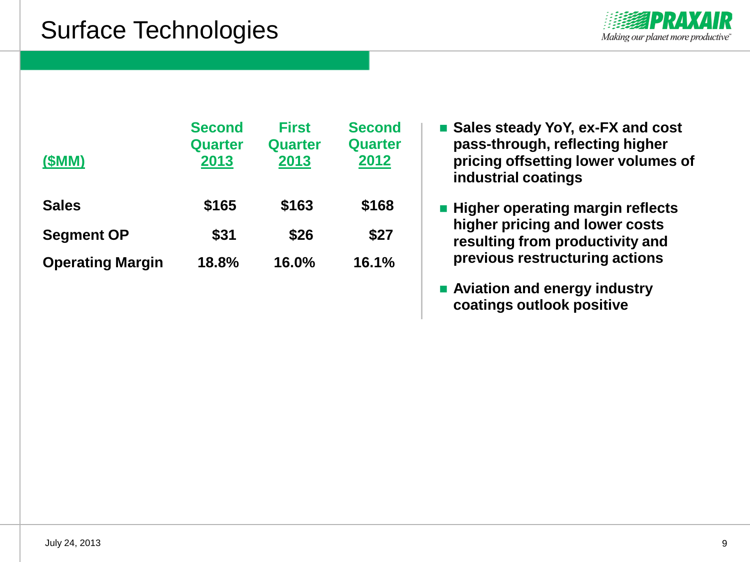# Surface Technologies

| ($MM) | Second Quarter 2013 | First Quarter 2013 | Second Quarter 2012 |
|---|---|---|---|
| Sales | $165 | $163 | $168 |
| Segment OP | $31 | $26 | $27 |
| Operating Margin | 18.8% | 16.0% | 16.1% |

- **Sales steady YoY, ex-FX and cost pass-through, reflecting higher pricing offsetting lower volumes of industrial coatings**
- **Higher operating margin reflects higher pricing and lower costs resulting from productivity and previous restructuring actions**
- **Aviation and energy industry coatings outlook positive**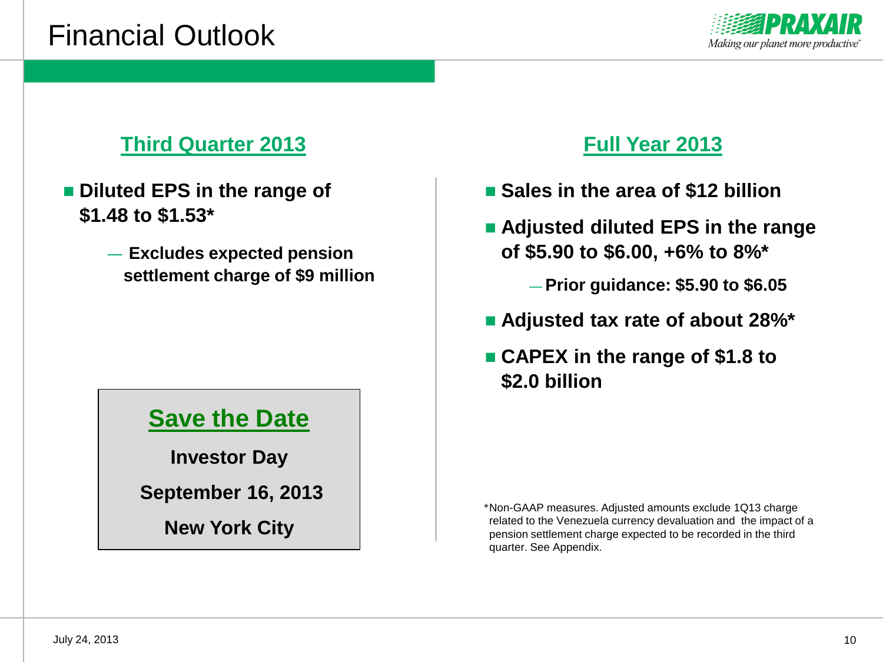# Financial Outlook

## Third Quarter 2013

- **Diluted EPS in the range of $1.48 to $1.53***
  - **Excludes expected pension settlement charge of $9 million**

**Save the Date**

**Investor Day**

**September 16, 2013**

**New York City**

## Full Year 2013

- **Sales in the area of $12 billion**
- **Adjusted diluted EPS in the range of $5.90 to $6.00, +6% to 8%***
  - **Prior guidance: $5.90 to $6.05**
- **Adjusted tax rate of about 28%***
- **CAPEX in the range of $1.8 to $2.0 billion**

*Non-GAAP measures. Adjusted amounts exclude 1Q13 charge related to the Venezuela currency devaluation and the impact of a pension settlement charge expected to be recorded in the third quarter. See Appendix.

July 24, 2013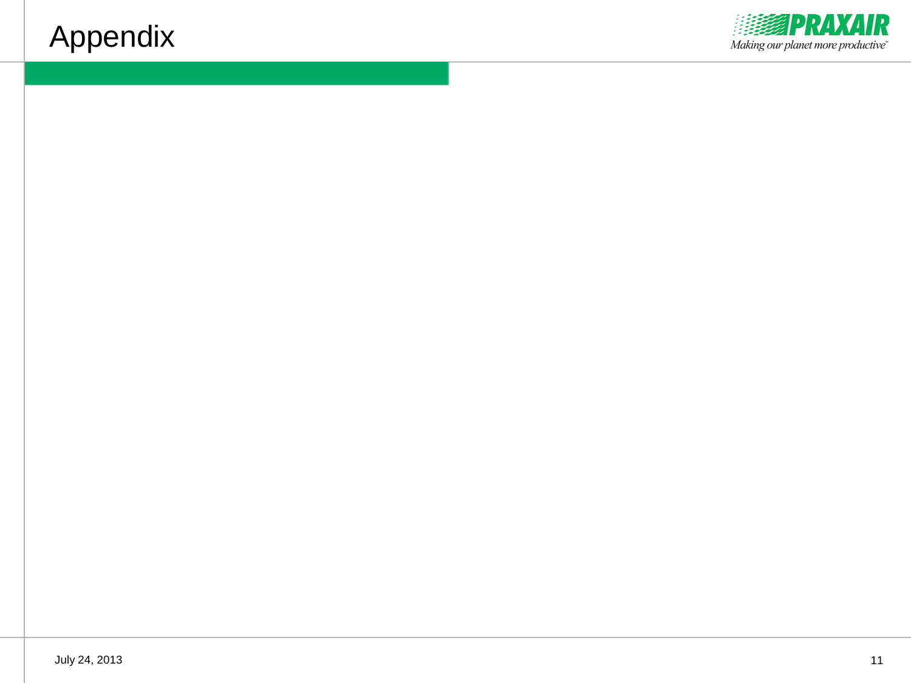# Appendix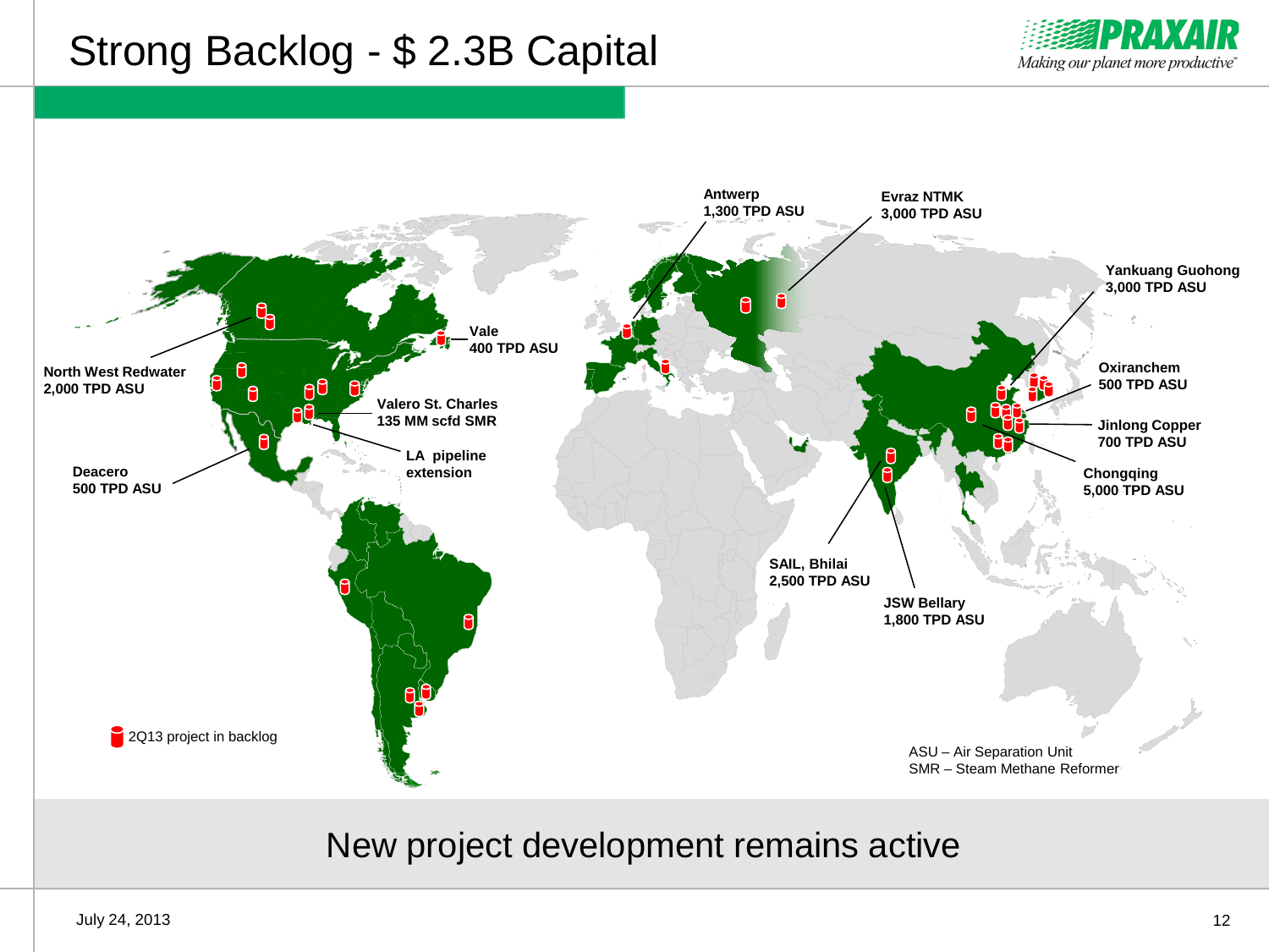# Strong Backlog - $ 2.3B Capital

PRAXAIR
*Making our planet more productive*

- North West Redwater 2,000 TPD ASU
- Deacero 500 TPD ASU
- Vale 400 TPD ASU
- Valero St. Charles 135 MM scfd SMR
- LA pipeline extension
- Antwerp 1,300 TPD ASU
- Evraz NTMK 3,000 TPD ASU
- Yankuang Guohong 3,000 TPD ASU
- Oxiranchem 500 TPD ASU
- Jinlong Copper 700 TPD ASU
- Chongqing 5,000 TPD ASU
- SAIL, Bhilai 2,500 TPD ASU
- JSW Bellary 1,800 TPD ASU

2Q13 project in backlog

ASU – Air Separation Unit
SMR – Steam Methane Reformer

New project development remains active

July 24, 2013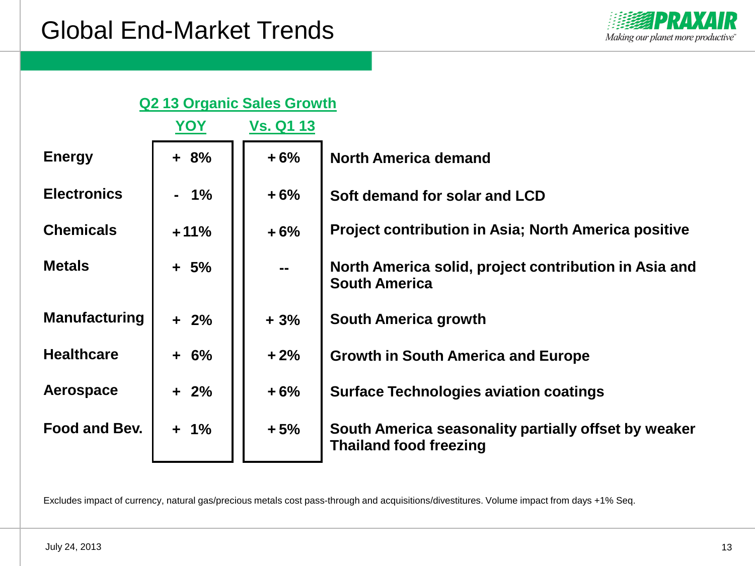# Global End-Market Trends

| | Q2 13 Organic Sales Growth YOY | Q2 13 Organic Sales Growth Vs. Q1 13 | |
|---|---|---|---|
| **Energy** | + 8% | + 6% | **North America demand** |
| **Electronics** | - 1% | + 6% | **Soft demand for solar and LCD** |
| **Chemicals** | + 11% | + 6% | **Project contribution in Asia; North America positive** |
| **Metals** | + 5% | -- | **North America solid, project contribution in Asia and South America** |
| **Manufacturing** | + 2% | + 3% | **South America growth** |
| **Healthcare** | + 6% | + 2% | **Growth in South America and Europe** |
| **Aerospace** | + 2% | + 6% | **Surface Technologies aviation coatings** |
| **Food and Bev.** | + 1% | + 5% | **South America seasonality partially offset by weaker Thailand food freezing** |

Excludes impact of currency, natural gas/precious metals cost pass-through and acquisitions/divestitures. Volume impact from days +1% Seq.

July 24, 2013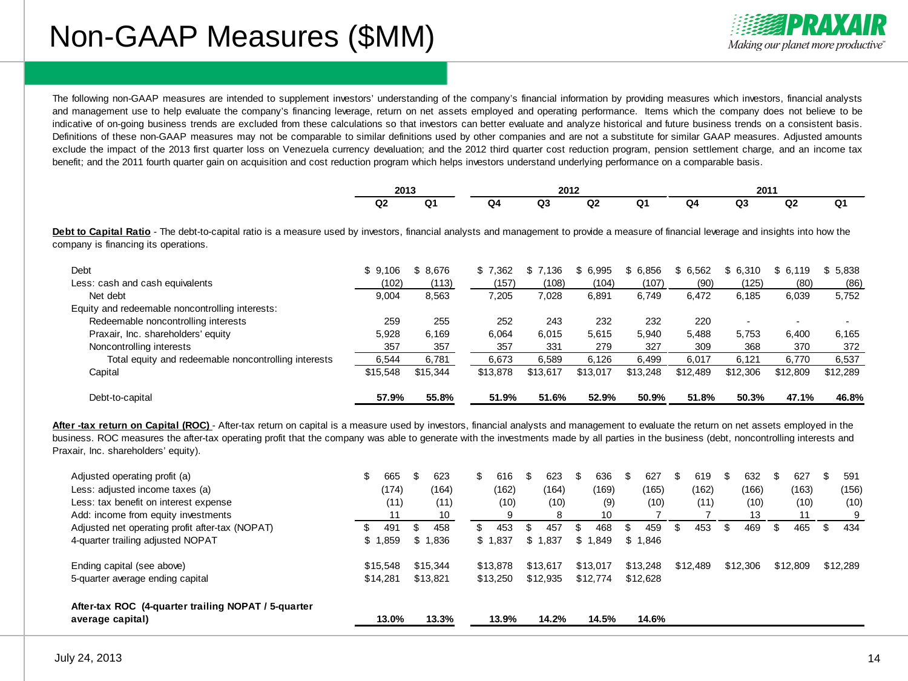# Non-GAAP Measures ($MM)

The following non-GAAP measures are intended to supplement investors' understanding of the company's financial information by providing measures which investors, financial analysts and management use to help evaluate the company's financing leverage, return on net assets employed and operating performance. Items which the company does not believe to be indicative of on-going business trends are excluded from these calculations so that investors can better evaluate and analyze historical and future business trends on a consistent basis. Definitions of these non-GAAP measures may not be comparable to similar definitions used by other companies and are not a substitute for similar GAAP measures. Adjusted amounts exclude the impact of the 2013 first quarter loss on Venezuela currency devaluation; and the 2012 third quarter cost reduction program, pension settlement charge, and an income tax benefit; and the 2011 fourth quarter gain on acquisition and cost reduction program which helps investors understand underlying performance on a comparable basis.

**Debt to Capital Ratio** - The debt-to-capital ratio is a measure used by investors, financial analysts and management to provide a measure of financial leverage and insights into how the company is financing its operations.

| | 2013 | | 2012 | | | | 2011 | | | |
|---|---|---|---|---|---|---|---|---|---|---|
| | Q2 | Q1 | Q4 | Q3 | Q2 | Q1 | Q4 | Q3 | Q2 | Q1 |
| Debt | $ 9,106 | $ 8,676 | $ 7,362 | $ 7,136 | $ 6,995 | $ 6,856 | $ 6,562 | $ 6,310 | $ 6,119 | $ 5,838 |
| Less: cash and cash equivalents | (102) | (113) | (157) | (108) | (104) | (107) | (90) | (125) | (80) | (86) |
| Net debt | 9,004 | 8,563 | 7,205 | 7,028 | 6,891 | 6,749 | 6,472 | 6,185 | 6,039 | 5,752 |
| Equity and redeemable noncontrolling interests: | | | | | | | | | | |
| Redeemable noncontrolling interests | 259 | 255 | 252 | 243 | 232 | 232 | 220 | - | - | - |
| Praxair, Inc. shareholders' equity | 5,928 | 6,169 | 6,064 | 6,015 | 5,615 | 5,940 | 5,488 | 5,753 | 6,400 | 6,165 |
| Noncontrolling interests | 357 | 357 | 357 | 331 | 279 | 327 | 309 | 368 | 370 | 372 |
| Total equity and redeemable noncontrolling interests | 6,544 | 6,781 | 6,673 | 6,589 | 6,126 | 6,499 | 6,017 | 6,121 | 6,770 | 6,537 |
| Capital | $15,548 | $15,344 | $13,878 | $13,617 | $13,017 | $13,248 | $12,489 | $12,306 | $12,809 | $12,289 |
| Debt-to-capital | **57.9%** | **55.8%** | **51.9%** | **51.6%** | **52.9%** | **50.9%** | **51.8%** | **50.3%** | **47.1%** | **46.8%** |

**After -tax return on Capital (ROC)** - After-tax return on capital is a measure used by investors, financial analysts and management to evaluate the return on net assets employed in the business. ROC measures the after-tax operating profit that the company was able to generate with the investments made by all parties in the business (debt, noncontrolling interests and Praxair, Inc. shareholders' equity).

| | 2013 | | 2012 | | | | 2011 | | | |
|---|---|---|---|---|---|---|---|---|---|---|
| | Q2 | Q1 | Q4 | Q3 | Q2 | Q1 | Q4 | Q3 | Q2 | Q1 |
| Adjusted operating profit (a) | $ 665 | $ 623 | $ 616 | $ 623 | $ 636 | $ 627 | $ 619 | $ 632 | $ 627 | $ 591 |
| Less: adjusted income taxes (a) | (174) | (164) | (162) | (164) | (169) | (165) | (162) | (166) | (163) | (156) |
| Less: tax benefit on interest expense | (11) | (11) | (10) | (10) | (9) | (10) | (11) | (10) | (10) | (10) |
| Add: income from equity investments | 11 | 10 | 9 | 8 | 10 | 7 | 7 | 13 | 11 | 9 |
| Adjusted net operating profit after-tax (NOPAT) | $ 491 | $ 458 | $ 453 | $ 457 | $ 468 | $ 459 | $ 453 | $ 469 | $ 465 | $ 434 |
| 4-quarter trailing adjusted NOPAT | $ 1,859 | $ 1,836 | $ 1,837 | $ 1,837 | $ 1,849 | $ 1,846 | | | | |
| Ending capital (see above) | $15,548 | $15,344 | $13,878 | $13,617 | $13,017 | $13,248 | $12,489 | $12,306 | $12,809 | $12,289 |
| 5-quarter average ending capital | $14,281 | $13,821 | $13,250 | $12,935 | $12,774 | $12,628 | | | | |
| **After-tax ROC (4-quarter trailing NOPAT / 5-quarter average capital)** | **13.0%** | **13.3%** | **13.9%** | **14.2%** | **14.5%** | **14.6%** | | | | |

July 24, 2013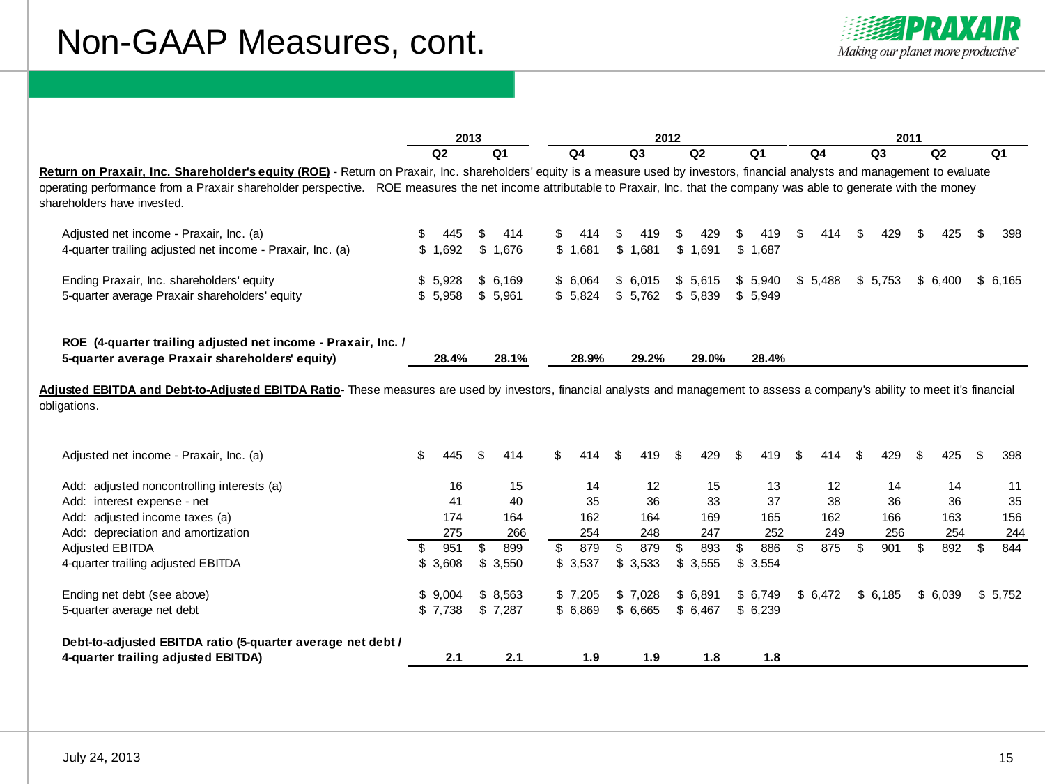# Non-GAAP Measures, cont.

| | 2013 | | 2012 | | | | 2011 | | | |
|---|---|---|---|---|---|---|---|---|---|---|
| | Q2 | Q1 | Q4 | Q3 | Q2 | Q1 | Q4 | Q3 | Q2 | Q1 |

**Return on Praxair, Inc. Shareholder's equity (ROE)** - Return on Praxair, Inc. shareholders' equity is a measure used by investors, financial analysts and management to evaluate operating performance from a Praxair shareholder perspective. ROE measures the net income attributable to Praxair, Inc. that the company was able to generate with the money shareholders have invested.

| | 2013 Q2 | 2013 Q1 | 2012 Q4 | 2012 Q3 | 2012 Q2 | 2012 Q1 | 2011 Q4 | 2011 Q3 | 2011 Q2 | 2011 Q1 |
|---|---|---|---|---|---|---|---|---|---|---|
| Adjusted net income - Praxair, Inc. (a) | $ 445 | $ 414 | $ 414 | $ 419 | $ 429 | $ 419 | $ 414 | $ 429 | $ 425 | $ 398 |
| 4-quarter trailing adjusted net income - Praxair, Inc. (a) | $ 1,692 | $ 1,676 | $ 1,681 | $ 1,681 | $ 1,691 | $ 1,687 | | | | |
| Ending Praxair, Inc. shareholders' equity | $ 5,928 | $ 6,169 | $ 6,064 | $ 6,015 | $ 5,615 | $ 5,940 | $ 5,488 | $ 5,753 | $ 6,400 | $ 6,165 |
| 5-quarter average Praxair shareholders' equity | $ 5,958 | $ 5,961 | $ 5,824 | $ 5,762 | $ 5,839 | $ 5,949 | | | | |
| **ROE (4-quarter trailing adjusted net income - Praxair, Inc. / 5-quarter average Praxair shareholders' equity)** | **28.4%** | **28.1%** | **28.9%** | **29.2%** | **29.0%** | **28.4%** | | | | |

**Adjusted EBITDA and Debt-to-Adjusted EBITDA Ratio**- These measures are used by investors, financial analysts and management to assess a company's ability to meet it's financial obligations.

| | 2013 Q2 | 2013 Q1 | 2012 Q4 | 2012 Q3 | 2012 Q2 | 2012 Q1 | 2011 Q4 | 2011 Q3 | 2011 Q2 | 2011 Q1 |
|---|---|---|---|---|---|---|---|---|---|---|
| Adjusted net income - Praxair, Inc. (a) | $ 445 | $ 414 | $ 414 | $ 419 | $ 429 | $ 419 | $ 414 | $ 429 | $ 425 | $ 398 |
| Add: adjusted noncontrolling interests (a) | 16 | 15 | 14 | 12 | 15 | 13 | 12 | 14 | 14 | 11 |
| Add: interest expense - net | 41 | 40 | 35 | 36 | 33 | 37 | 38 | 36 | 36 | 35 |
| Add: adjusted income taxes (a) | 174 | 164 | 162 | 164 | 169 | 165 | 162 | 166 | 163 | 156 |
| Add: depreciation and amortization | 275 | 266 | 254 | 248 | 247 | 252 | 249 | 256 | 254 | 244 |
| Adjusted EBITDA | $ 951 | $ 899 | $ 879 | $ 879 | $ 893 | $ 886 | $ 875 | $ 901 | $ 892 | $ 844 |
| 4-quarter trailing adjusted EBITDA | $ 3,608 | $ 3,550 | $ 3,537 | $ 3,533 | $ 3,555 | $ 3,554 | | | | |
| Ending net debt (see above) | $ 9,004 | $ 8,563 | $ 7,205 | $ 7,028 | $ 6,891 | $ 6,749 | $ 6,472 | $ 6,185 | $ 6,039 | $ 5,752 |
| 5-quarter average net debt | $ 7,738 | $ 7,287 | $ 6,869 | $ 6,665 | $ 6,467 | $ 6,239 | | | | |
| **Debt-to-adjusted EBITDA ratio (5-quarter average net debt / 4-quarter trailing adjusted EBITDA)** | **2.1** | **2.1** | **1.9** | **1.9** | **1.8** | **1.8** | | | | |

July 24, 2013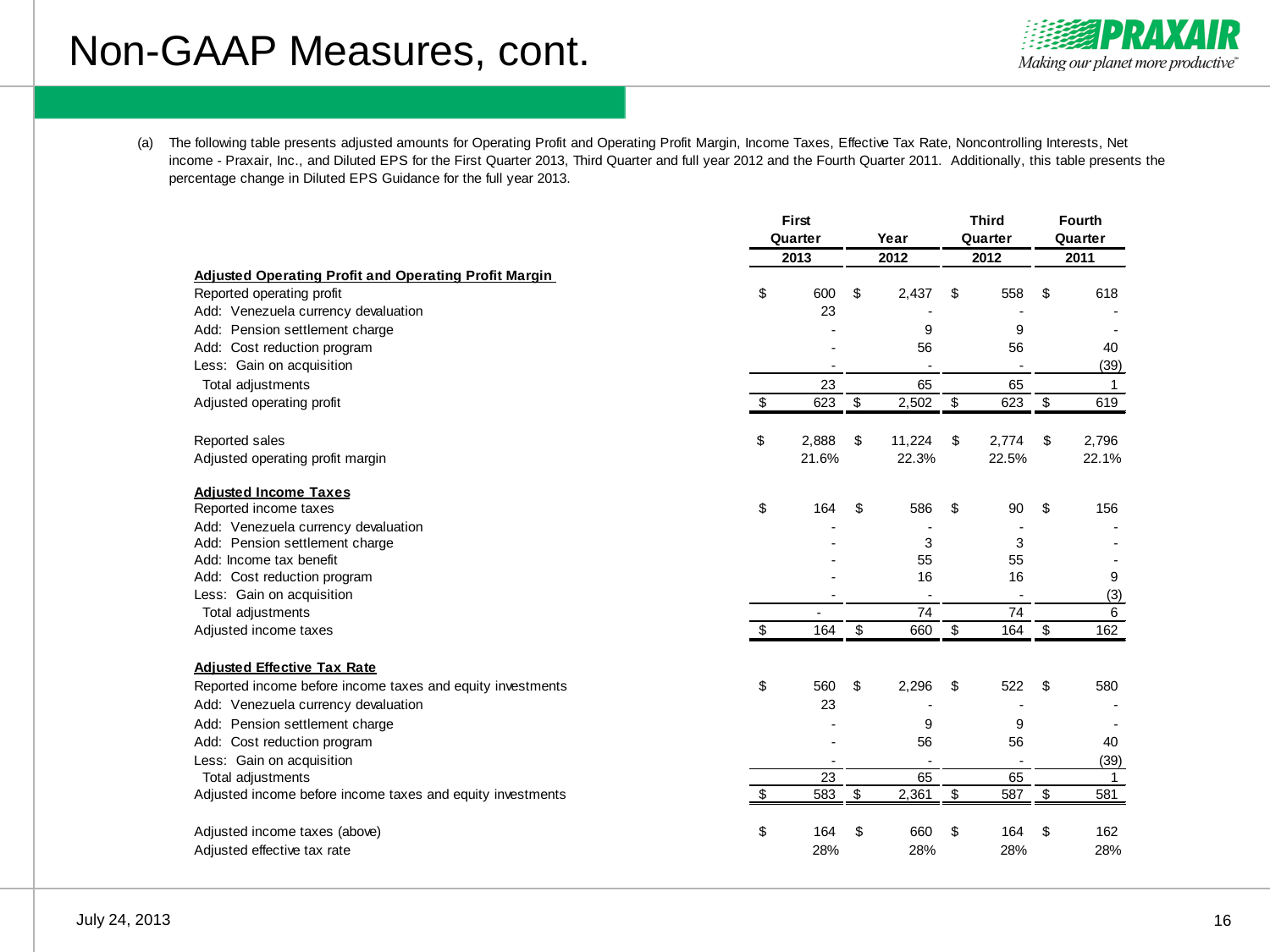# Non-GAAP Measures, cont.

(a) The following table presents adjusted amounts for Operating Profit and Operating Profit Margin, Income Taxes, Effective Tax Rate, Noncontrolling Interests, Net income - Praxair, Inc., and Diluted EPS for the First Quarter 2013, Third Quarter and full year 2012 and the Fourth Quarter 2011. Additionally, this table presents the percentage change in Diluted EPS Guidance for the full year 2013.

| | First Quarter 2013 | Year 2012 | Third Quarter 2012 | Fourth Quarter 2011 |
|---|---|---|---|---|
| **Adjusted Operating Profit and Operating Profit Margin** | | | | |
| Reported operating profit | $ 600 | $ 2,437 | $ 558 | $ 618 |
| Add: Venezuela currency devaluation | 23 | - | - | - |
| Add: Pension settlement charge | - | 9 | 9 | - |
| Add: Cost reduction program | - | 56 | 56 | 40 |
| Less: Gain on acquisition | - | - | - | (39) |
| Total adjustments | 23 | 65 | 65 | 1 |
| Adjusted operating profit | $ 623 | $ 2,502 | $ 623 | $ 619 |
| Reported sales | $ 2,888 | $ 11,224 | $ 2,774 | $ 2,796 |
| Adjusted operating profit margin | 21.6% | 22.3% | 22.5% | 22.1% |
| **Adjusted Income Taxes** | | | | |
| Reported income taxes | $ 164 | $ 586 | $ 90 | $ 156 |
| Add: Venezuela currency devaluation | - | - | - | - |
| Add: Pension settlement charge | - | 3 | 3 | - |
| Add: Income tax benefit | - | 55 | 55 | - |
| Add: Cost reduction program | - | 16 | 16 | 9 |
| Less: Gain on acquisition | - | - | - | (3) |
| Total adjustments | - | 74 | 74 | 6 |
| Adjusted income taxes | $ 164 | $ 660 | $ 164 | $ 162 |
| **Adjusted Effective Tax Rate** | | | | |
| Reported income before income taxes and equity investments | $ 560 | $ 2,296 | $ 522 | $ 580 |
| Add: Venezuela currency devaluation | 23 | - | - | - |
| Add: Pension settlement charge | - | 9 | 9 | - |
| Add: Cost reduction program | - | 56 | 56 | 40 |
| Less: Gain on acquisition | - | - | - | (39) |
| Total adjustments | 23 | 65 | 65 | 1 |
| Adjusted income before income taxes and equity investments | $ 583 | $ 2,361 | $ 587 | $ 581 |
| Adjusted income taxes (above) | $ 164 | $ 660 | $ 164 | $ 162 |
| Adjusted effective tax rate | 28% | 28% | 28% | 28% |

July 24, 2013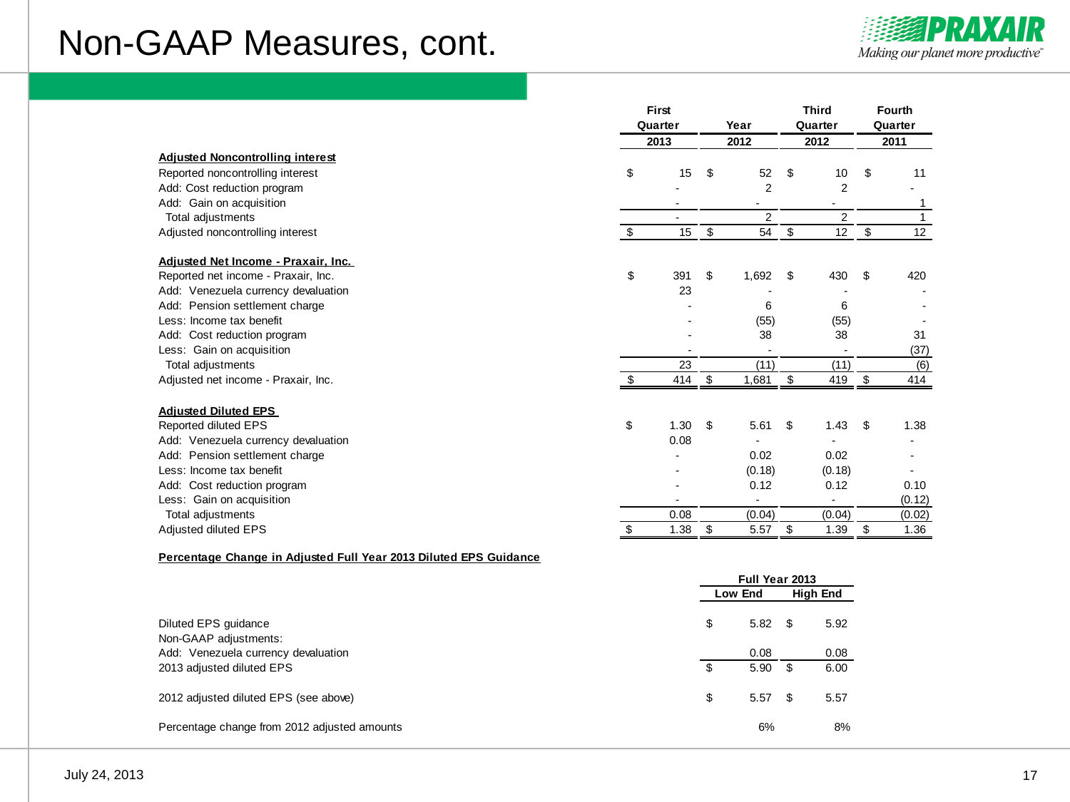# Non-GAAP Measures, cont.

| | First Quarter 2013 | Year 2012 | Third Quarter 2012 | Fourth Quarter 2011 |
|---|---|---|---|---|
| **Adjusted Noncontrolling interest** | | | | |
| Reported noncontrolling interest | $ 15 | $ 52 | $ 10 | $ 11 |
| Add: Cost reduction program | - | 2 | 2 | - |
| Add: Gain on acquisition | - | - | - | 1 |
| Total adjustments | - | 2 | 2 | 1 |
| Adjusted noncontrolling interest | $ 15 | $ 54 | $ 12 | $ 12 |
| **Adjusted Net Income - Praxair, Inc.** | | | | |
| Reported net income - Praxair, Inc. | $ 391 | $ 1,692 | $ 430 | $ 420 |
| Add: Venezuela currency devaluation | 23 | - | - | - |
| Add: Pension settlement charge | - | 6 | 6 | - |
| Less: Income tax benefit | - | (55) | (55) | - |
| Add: Cost reduction program | - | 38 | 38 | 31 |
| Less: Gain on acquisition | - | - | - | (37) |
| Total adjustments | 23 | (11) | (11) | (6) |
| Adjusted net income - Praxair, Inc. | $ 414 | $ 1,681 | $ 419 | $ 414 |
| **Adjusted Diluted EPS** | | | | |
| Reported diluted EPS | $ 1.30 | $ 5.61 | $ 1.43 | $ 1.38 |
| Add: Venezuela currency devaluation | 0.08 | - | - | - |
| Add: Pension settlement charge | - | 0.02 | 0.02 | - |
| Less: Income tax benefit | - | (0.18) | (0.18) | - |
| Add: Cost reduction program | - | 0.12 | 0.12 | 0.10 |
| Less: Gain on acquisition | - | - | - | (0.12) |
| Total adjustments | 0.08 | (0.04) | (0.04) | (0.02) |
| Adjusted diluted EPS | $ 1.38 | $ 5.57 | $ 1.39 | $ 1.36 |

**Percentage Change in Adjusted Full Year 2013 Diluted EPS Guidance**

| | Full Year 2013 | |
|---|---|---|
| | Low End | High End |
| Diluted EPS guidance | $ 5.82 | $ 5.92 |
| Non-GAAP adjustments: | | |
| Add: Venezuela currency devaluation | 0.08 | 0.08 |
| 2013 adjusted diluted EPS | $ 5.90 | $ 6.00 |
| 2012 adjusted diluted EPS (see above) | $ 5.57 | $ 5.57 |
| Percentage change from 2012 adjusted amounts | 6% | 8% |

July 24, 2013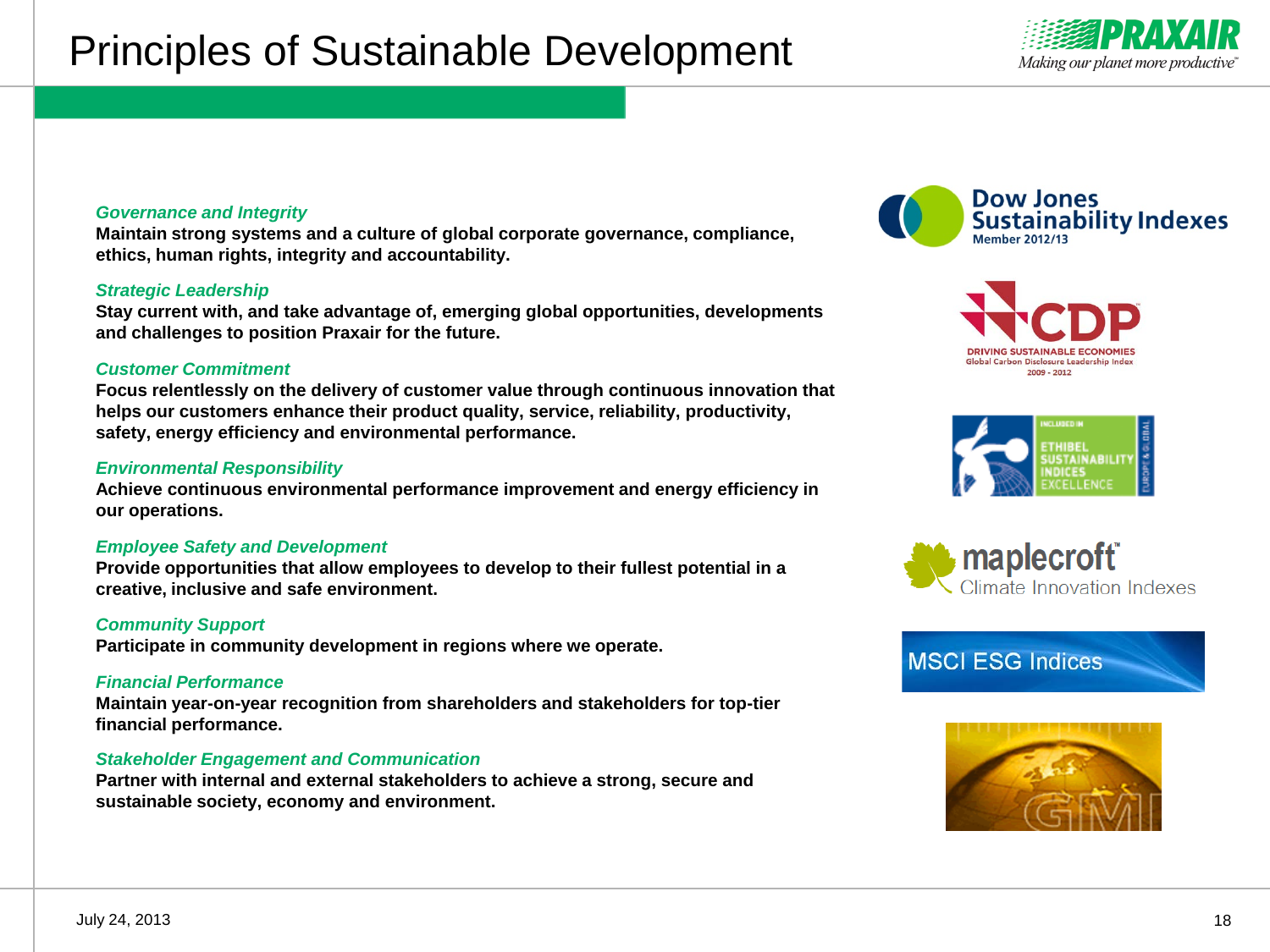# Principles of Sustainable Development

***Governance and Integrity***
**Maintain strong systems and a culture of global corporate governance, compliance, ethics, human rights, integrity and accountability.**

***Strategic Leadership***
**Stay current with, and take advantage of, emerging global opportunities, developments and challenges to position Praxair for the future.**

***Customer Commitment***
**Focus relentlessly on the delivery of customer value through continuous innovation that helps our customers enhance their product quality, service, reliability, productivity, safety, energy efficiency and environmental performance.**

***Environmental Responsibility***
**Achieve continuous environmental performance improvement and energy efficiency in our operations.**

***Employee Safety and Development***
**Provide opportunities that allow employees to develop to their fullest potential in a creative, inclusive and safe environment.**

***Community Support***
**Participate in community development in regions where we operate.**

***Financial Performance***
**Maintain year-on-year recognition from shareholders and stakeholders for top-tier financial performance.**

***Stakeholder Engagement and Communication***
**Partner with internal and external stakeholders to achieve a strong, secure and sustainable society, economy and environment.**

Dow Jones Sustainability Indexes
Member 2012/13

CDP
DRIVING SUSTAINABLE ECONOMIES
Global Carbon Disclosure Leadership Index
2009 - 2012

INCLUDED IN ETHIBEL SUSTAINABILITY INDICES EXCELLENCE EUROPE & GLOBAL

maplecroft
Climate Innovation Indexes

MSCI ESG Indices

GMI

July 24, 2013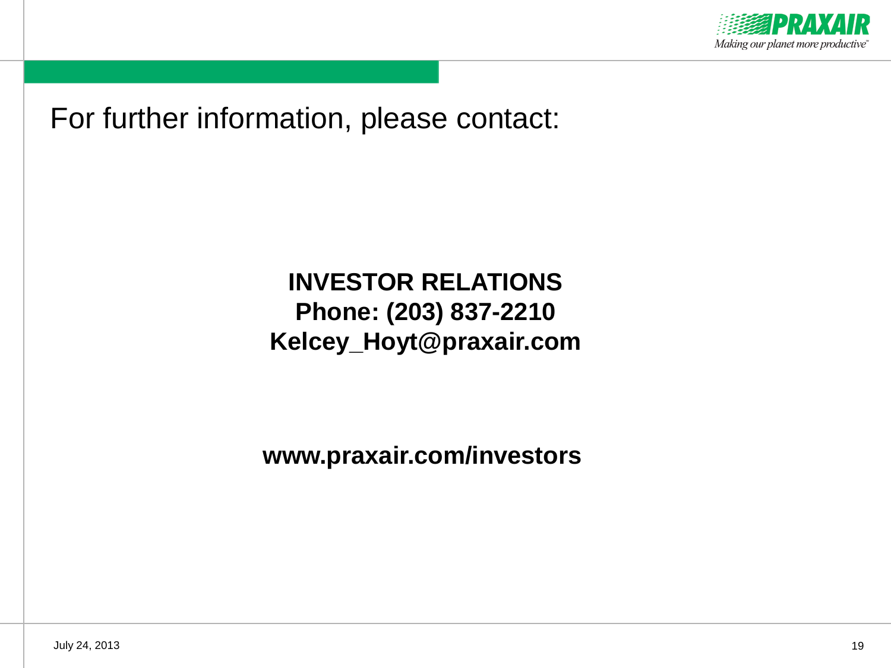For further information, please contact:

**INVESTOR RELATIONS**
**Phone: (203) 837-2210**
**Kelcey_Hoyt@praxair.com**

**www.praxair.com/investors**